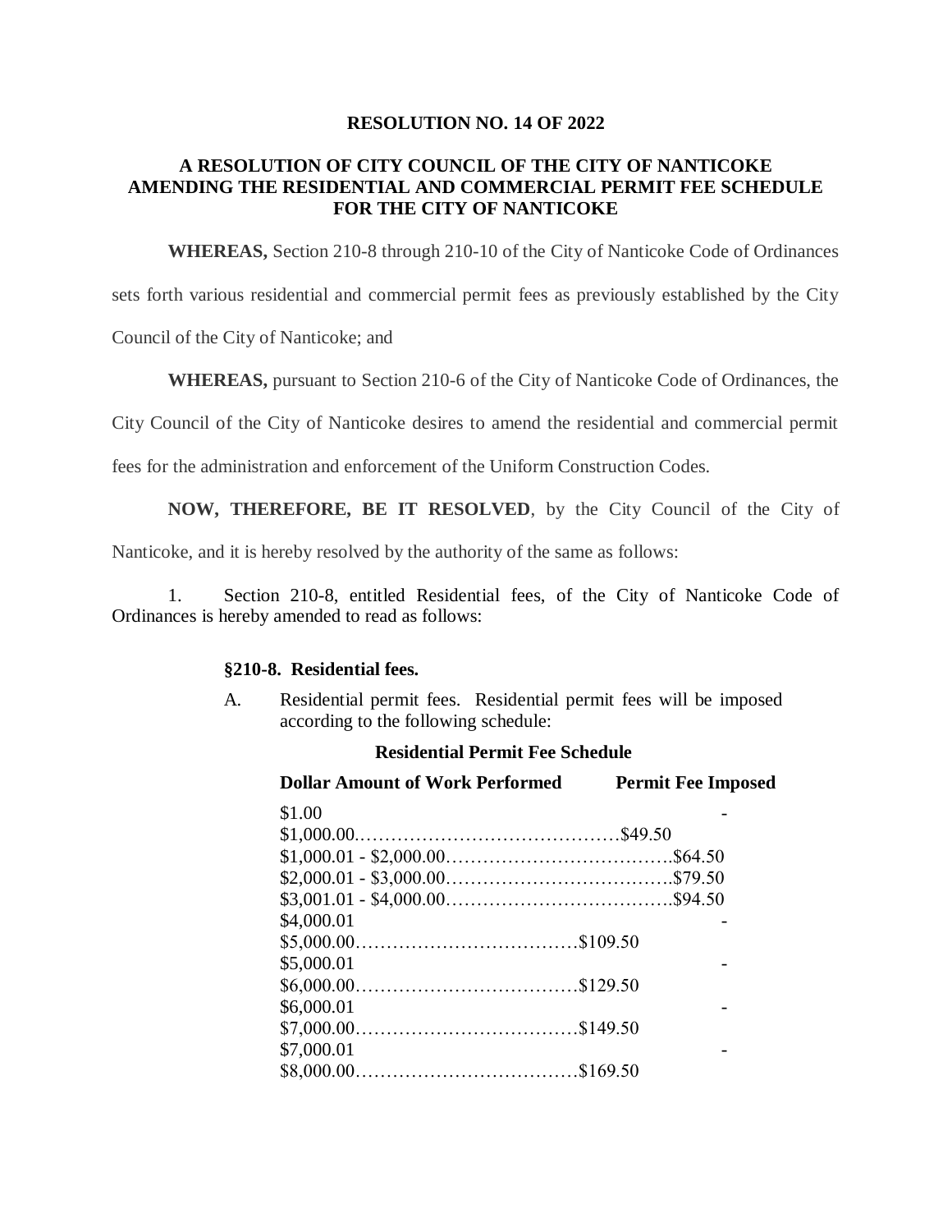**RESOLUTION NO. 14 OF 2022**

**A RESOLUTION OF CITY COUNCIL OF THE CITY OF NANTICOKE AMENDING THE RESIDENTIAL AND COMMERCIAL PERMIT FEE SCHEDULE FOR THE CITY OF NANTICOKE**

**WHEREAS,** Section 210-8 through 210-10 of the City of Nanticoke Code of Ordinances sets forth various residential and commercial permit fees as previously established by the City Council of the City of Nanticoke; and

**WHEREAS,** pursuant to Section 210-6 of the City of Nanticoke Code of Ordinances, the City Council of the City of Nanticoke desires to amend the residential and commercial permit fees for the administration and enforcement of the Uniform Construction Codes.

**NOW, THEREFORE, BE IT RESOLVED**, by the City Council of the City of Nanticoke, and it is hereby resolved by the authority of the same as follows:

1. Section 210-8, entitled Residential fees, of the City of Nanticoke Code of Ordinances is hereby amended to read as follows:

**§210-8. Residential fees.**

A. Residential permit fees. Residential permit fees will be imposed according to the following schedule:

**Residential Permit Fee Schedule**

| Dollar Amount of Work Performed | Permit Fee Imposed |
|---|---|
| $1.00 - $1,000.00 | $49.50 |
| $1,000.01 - $2,000.00 | $64.50 |
| $2,000.01 - $3,000.00 | $79.50 |
| $3,001.01 - $4,000.00 | $94.50 |
| $4,000.01 - $5,000.00 | $109.50 |
| $5,000.01 - $6,000.00 | $129.50 |
| $6,000.01 - $7,000.00 | $149.50 |
| $7,000.01 - $8,000.00 | $169.50 |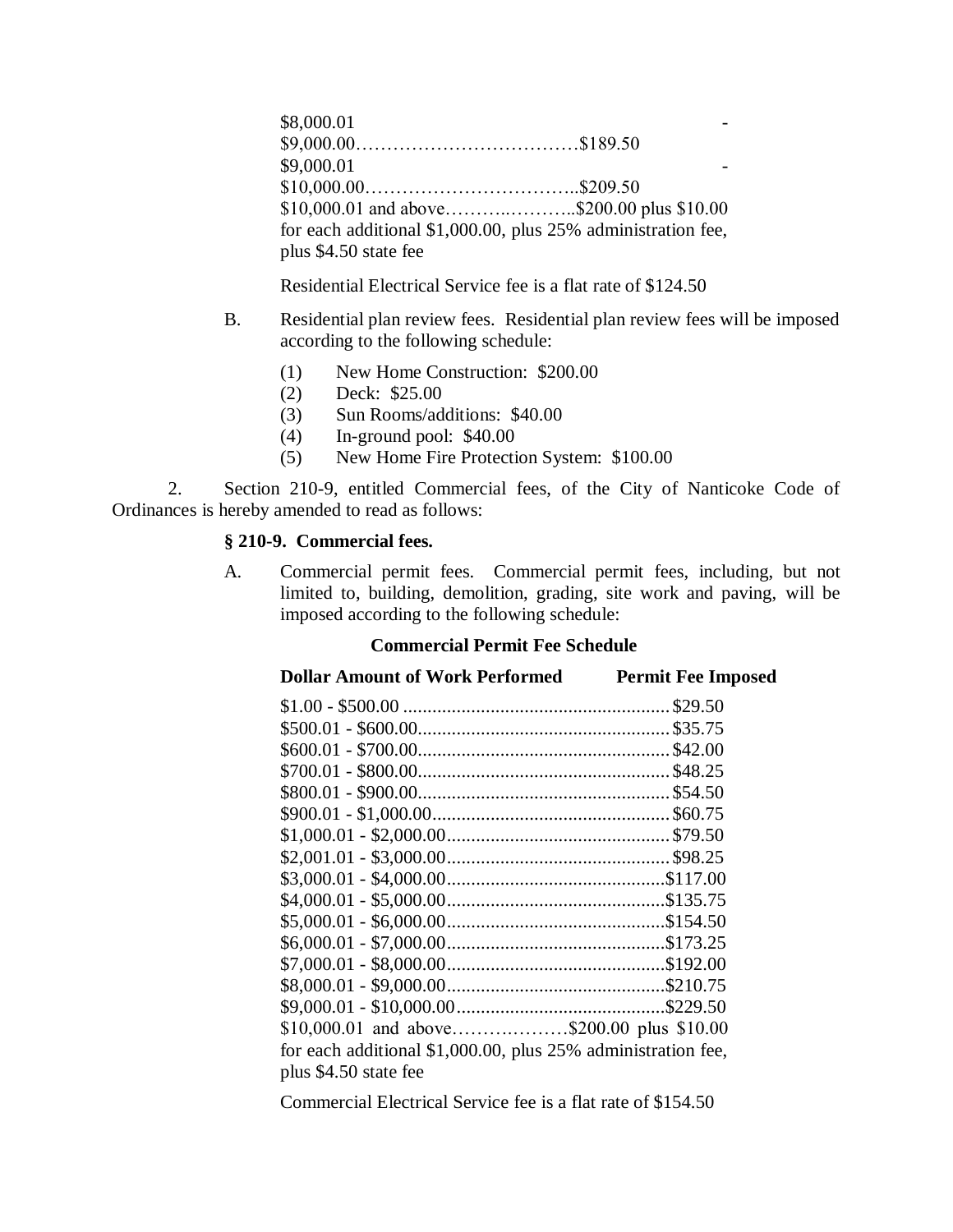$8,000.01 - $9,000.00………………………………$189.50
$9,000.01 - $10,000.00……………………………..$209.50
$10,000.01 and above………..………..$200.00 plus $10.00 for each additional $1,000.00, plus 25% administration fee, plus $4.50 state fee

Residential Electrical Service fee is a flat rate of $124.50

B. Residential plan review fees. Residential plan review fees will be imposed according to the following schedule:

(1) New Home Construction: $200.00
(2) Deck: $25.00
(3) Sun Rooms/additions: $40.00
(4) In-ground pool: $40.00
(5) New Home Fire Protection System: $100.00

2. Section 210-9, entitled Commercial fees, of the City of Nanticoke Code of Ordinances is hereby amended to read as follows:

**§ 210-9. Commercial fees.**

A. Commercial permit fees. Commercial permit fees, including, but not limited to, building, demolition, grading, site work and paving, will be imposed according to the following schedule:

**Commercial Permit Fee Schedule**

| Dollar Amount of Work Performed | Permit Fee Imposed |
|---|---|
| $1.00 - $500.00 | $29.50 |
| $500.01 - $600.00 | $35.75 |
| $600.01 - $700.00 | $42.00 |
| $700.01 - $800.00 | $48.25 |
| $800.01 - $900.00 | $54.50 |
| $900.01 - $1,000.00 | $60.75 |
| $1,000.01 - $2,000.00 | $79.50 |
| $2,001.01 - $3,000.00 | $98.25 |
| $3,000.01 - $4,000.00 | $117.00 |
| $4,000.01 - $5,000.00 | $135.75 |
| $5,000.01 - $6,000.00 | $154.50 |
| $6,000.01 - $7,000.00 | $173.25 |
| $7,000.01 - $8,000.00 | $192.00 |
| $8,000.01 - $9,000.00 | $210.75 |
| $9,000.01 - $10,000.00 | $229.50 |
| $10,000.01 and above | $200.00 plus $10.00 for each additional $1,000.00, plus 25% administration fee, plus $4.50 state fee |

Commercial Electrical Service fee is a flat rate of $154.50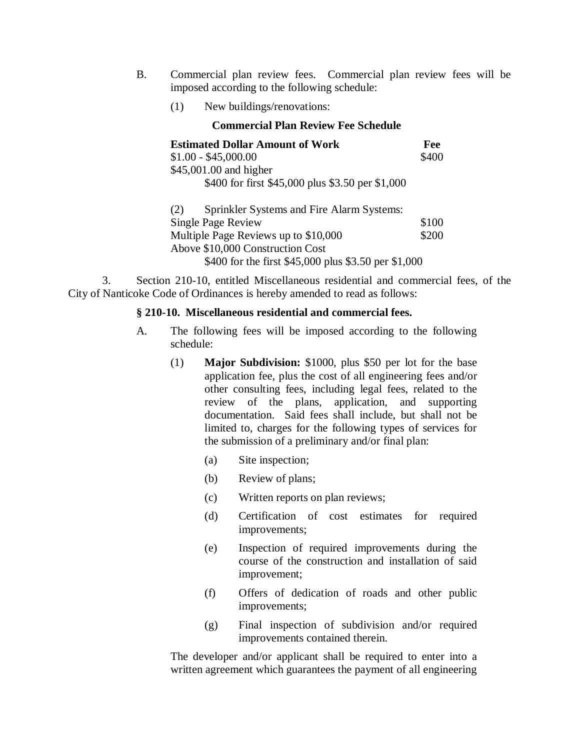B. Commercial plan review fees. Commercial plan review fees will be imposed according to the following schedule:

(1) New buildings/renovations:

**Commercial Plan Review Fee Schedule**

| **Estimated Dollar Amount of Work** | **Fee** |
|---|---|
| $1.00 - $45,000.00 | $400 |
| $45,001.00 and higher | |
| $400 for first $45,000 plus $3.50 per $1,000 | |

(2) Sprinkler Systems and Fire Alarm Systems:

| | |
|---|---|
| Single Page Review | $100 |
| Multiple Page Reviews up to $10,000 | $200 |
| Above $10,000 Construction Cost | |
| $400 for the first $45,000 plus $3.50 per $1,000 | |

3. Section 210-10, entitled Miscellaneous residential and commercial fees, of the City of Nanticoke Code of Ordinances is hereby amended to read as follows:

**§ 210-10. Miscellaneous residential and commercial fees.**

A. The following fees will be imposed according to the following schedule:

(1) **Major Subdivision:** $1000, plus $50 per lot for the base application fee, plus the cost of all engineering fees and/or other consulting fees, including legal fees, related to the review of the plans, application, and supporting documentation. Said fees shall include, but shall not be limited to, charges for the following types of services for the submission of a preliminary and/or final plan:

(a) Site inspection;

(b) Review of plans;

(c) Written reports on plan reviews;

(d) Certification of cost estimates for required improvements;

(e) Inspection of required improvements during the course of the construction and installation of said improvement;

(f) Offers of dedication of roads and other public improvements;

(g) Final inspection of subdivision and/or required improvements contained therein.

The developer and/or applicant shall be required to enter into a written agreement which guarantees the payment of all engineering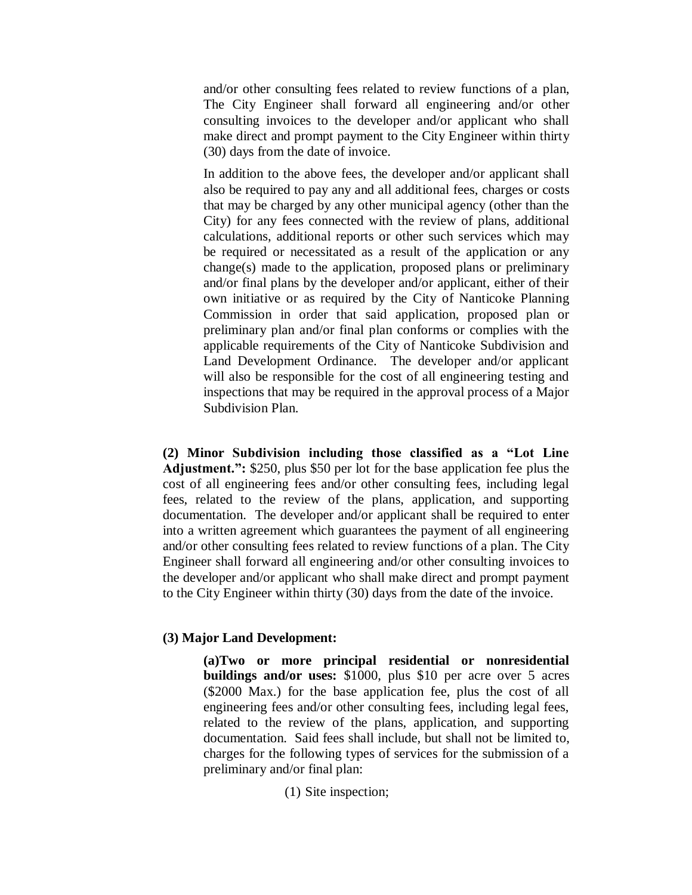and/or other consulting fees related to review functions of a plan, The City Engineer shall forward all engineering and/or other consulting invoices to the developer and/or applicant who shall make direct and prompt payment to the City Engineer within thirty (30) days from the date of invoice.

In addition to the above fees, the developer and/or applicant shall also be required to pay any and all additional fees, charges or costs that may be charged by any other municipal agency (other than the City) for any fees connected with the review of plans, additional calculations, additional reports or other such services which may be required or necessitated as a result of the application or any change(s) made to the application, proposed plans or preliminary and/or final plans by the developer and/or applicant, either of their own initiative or as required by the City of Nanticoke Planning Commission in order that said application, proposed plan or preliminary plan and/or final plan conforms or complies with the applicable requirements of the City of Nanticoke Subdivision and Land Development Ordinance. The developer and/or applicant will also be responsible for the cost of all engineering testing and inspections that may be required in the approval process of a Major Subdivision Plan.

**(2) Minor Subdivision including those classified as a "Lot Line Adjustment.":** $250, plus $50 per lot for the base application fee plus the cost of all engineering fees and/or other consulting fees, including legal fees, related to the review of the plans, application, and supporting documentation. The developer and/or applicant shall be required to enter into a written agreement which guarantees the payment of all engineering and/or other consulting fees related to review functions of a plan. The City Engineer shall forward all engineering and/or other consulting invoices to the developer and/or applicant who shall make direct and prompt payment to the City Engineer within thirty (30) days from the date of the invoice.

**(3) Major Land Development:**

**(a)Two or more principal residential or nonresidential buildings and/or uses:** $1000, plus $10 per acre over 5 acres ($2000 Max.) for the base application fee, plus the cost of all engineering fees and/or other consulting fees, including legal fees, related to the review of the plans, application, and supporting documentation. Said fees shall include, but shall not be limited to, charges for the following types of services for the submission of a preliminary and/or final plan:

(1) Site inspection;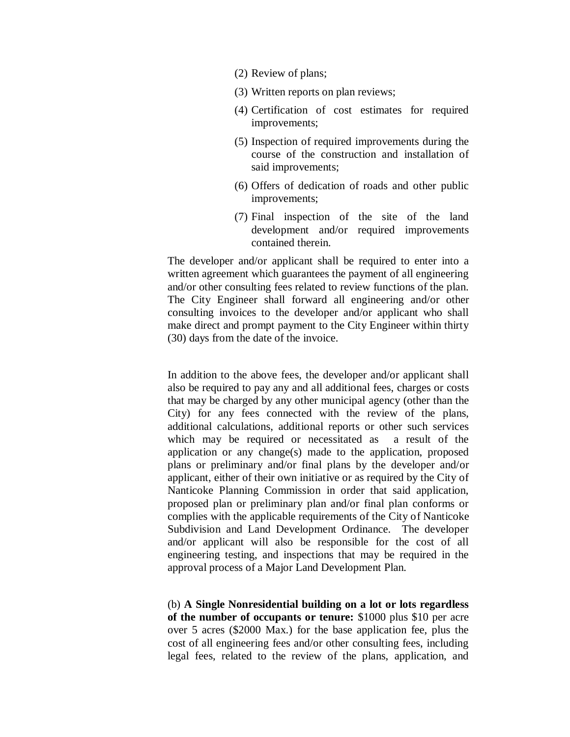(2) Review of plans;

(3) Written reports on plan reviews;

(4) Certification of cost estimates for required improvements;

(5) Inspection of required improvements during the course of the construction and installation of said improvements;

(6) Offers of dedication of roads and other public improvements;

(7) Final inspection of the site of the land development and/or required improvements contained therein.

The developer and/or applicant shall be required to enter into a written agreement which guarantees the payment of all engineering and/or other consulting fees related to review functions of the plan. The City Engineer shall forward all engineering and/or other consulting invoices to the developer and/or applicant who shall make direct and prompt payment to the City Engineer within thirty (30) days from the date of the invoice.

In addition to the above fees, the developer and/or applicant shall also be required to pay any and all additional fees, charges or costs that may be charged by any other municipal agency (other than the City) for any fees connected with the review of the plans, additional calculations, additional reports or other such services which may be required or necessitated as a result of the application or any change(s) made to the application, proposed plans or preliminary and/or final plans by the developer and/or applicant, either of their own initiative or as required by the City of Nanticoke Planning Commission in order that said application, proposed plan or preliminary plan and/or final plan conforms or complies with the applicable requirements of the City of Nanticoke Subdivision and Land Development Ordinance. The developer and/or applicant will also be responsible for the cost of all engineering testing, and inspections that may be required in the approval process of a Major Land Development Plan.

(b) **A Single Nonresidential building on a lot or lots regardless of the number of occupants or tenure:** $1000 plus $10 per acre over 5 acres ($2000 Max.) for the base application fee, plus the cost of all engineering fees and/or other consulting fees, including legal fees, related to the review of the plans, application, and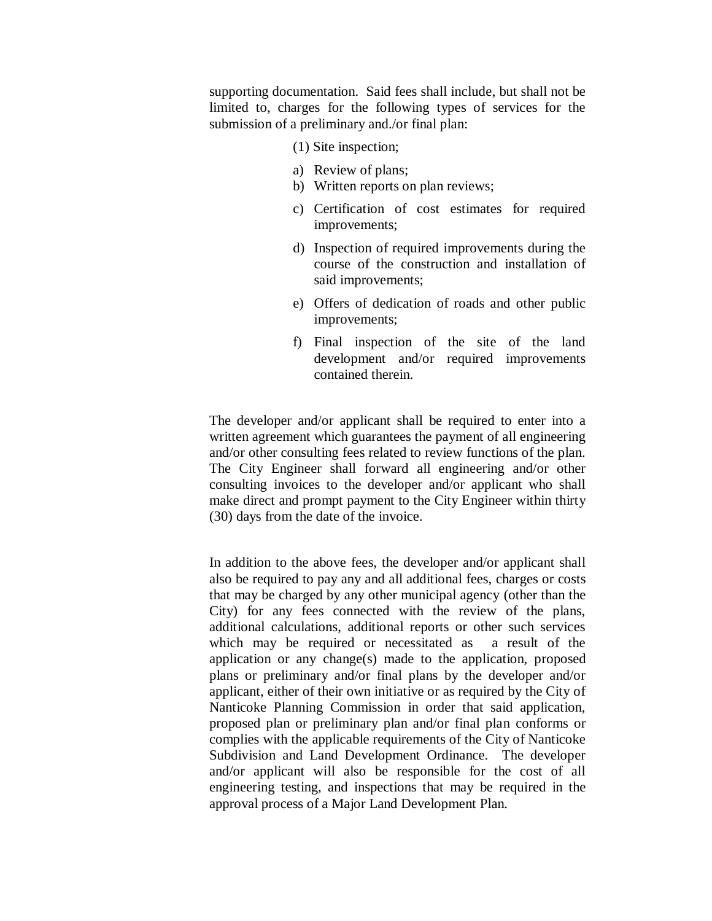supporting documentation. Said fees shall include, but shall not be limited to, charges for the following types of services for the submission of a preliminary and./or final plan:

(1) Site inspection;

a) Review of plans;
b) Written reports on plan reviews;
c) Certification of cost estimates for required improvements;
d) Inspection of required improvements during the course of the construction and installation of said improvements;
e) Offers of dedication of roads and other public improvements;
f) Final inspection of the site of the land development and/or required improvements contained therein.

The developer and/or applicant shall be required to enter into a written agreement which guarantees the payment of all engineering and/or other consulting fees related to review functions of the plan. The City Engineer shall forward all engineering and/or other consulting invoices to the developer and/or applicant who shall make direct and prompt payment to the City Engineer within thirty (30) days from the date of the invoice.

In addition to the above fees, the developer and/or applicant shall also be required to pay any and all additional fees, charges or costs that may be charged by any other municipal agency (other than the City) for any fees connected with the review of the plans, additional calculations, additional reports or other such services which may be required or necessitated as a result of the application or any change(s) made to the application, proposed plans or preliminary and/or final plans by the developer and/or applicant, either of their own initiative or as required by the City of Nanticoke Planning Commission in order that said application, proposed plan or preliminary plan and/or final plan conforms or complies with the applicable requirements of the City of Nanticoke Subdivision and Land Development Ordinance. The developer and/or applicant will also be responsible for the cost of all engineering testing, and inspections that may be required in the approval process of a Major Land Development Plan.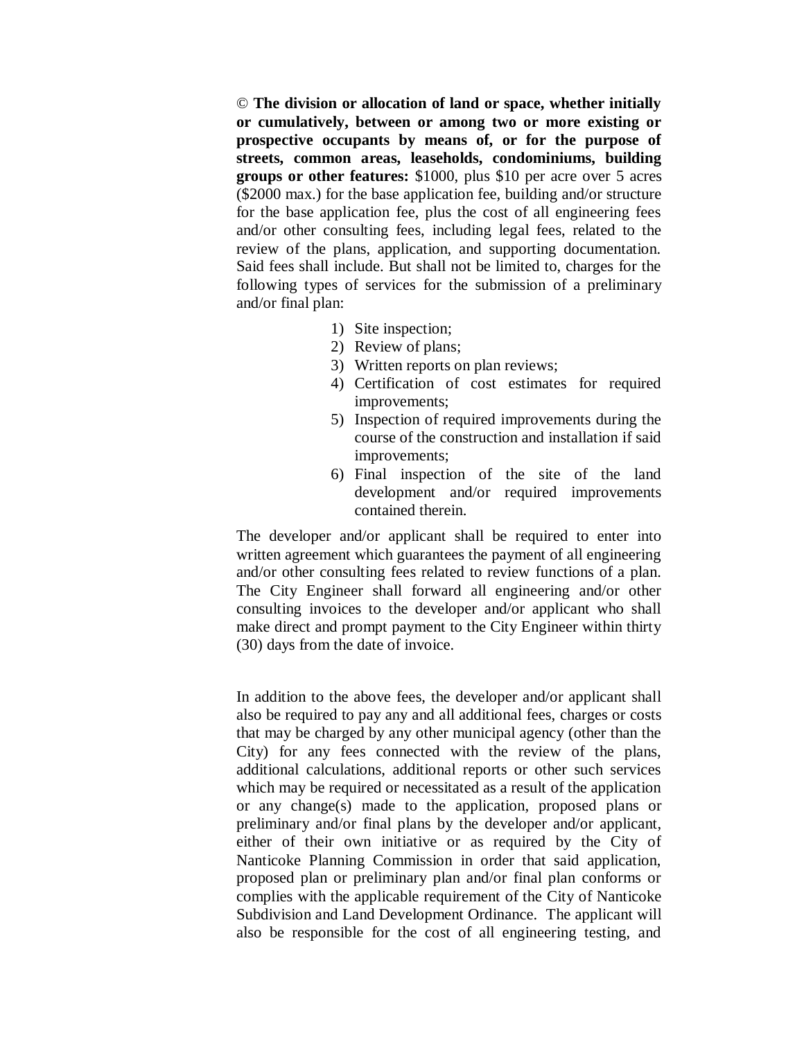© **The division or allocation of land or space, whether initially or cumulatively, between or among two or more existing or prospective occupants by means of, or for the purpose of streets, common areas, leaseholds, condominiums, building groups or other features:** $1000, plus $10 per acre over 5 acres ($2000 max.) for the base application fee, building and/or structure for the base application fee, plus the cost of all engineering fees and/or other consulting fees, including legal fees, related to the review of the plans, application, and supporting documentation. Said fees shall include. But shall not be limited to, charges for the following types of services for the submission of a preliminary and/or final plan:

1) Site inspection;
2) Review of plans;
3) Written reports on plan reviews;
4) Certification of cost estimates for required improvements;
5) Inspection of required improvements during the course of the construction and installation if said improvements;
6) Final inspection of the site of the land development and/or required improvements contained therein.

The developer and/or applicant shall be required to enter into written agreement which guarantees the payment of all engineering and/or other consulting fees related to review functions of a plan. The City Engineer shall forward all engineering and/or other consulting invoices to the developer and/or applicant who shall make direct and prompt payment to the City Engineer within thirty (30) days from the date of invoice.

In addition to the above fees, the developer and/or applicant shall also be required to pay any and all additional fees, charges or costs that may be charged by any other municipal agency (other than the City) for any fees connected with the review of the plans, additional calculations, additional reports or other such services which may be required or necessitated as a result of the application or any change(s) made to the application, proposed plans or preliminary and/or final plans by the developer and/or applicant, either of their own initiative or as required by the City of Nanticoke Planning Commission in order that said application, proposed plan or preliminary plan and/or final plan conforms or complies with the applicable requirement of the City of Nanticoke Subdivision and Land Development Ordinance. The applicant will also be responsible for the cost of all engineering testing, and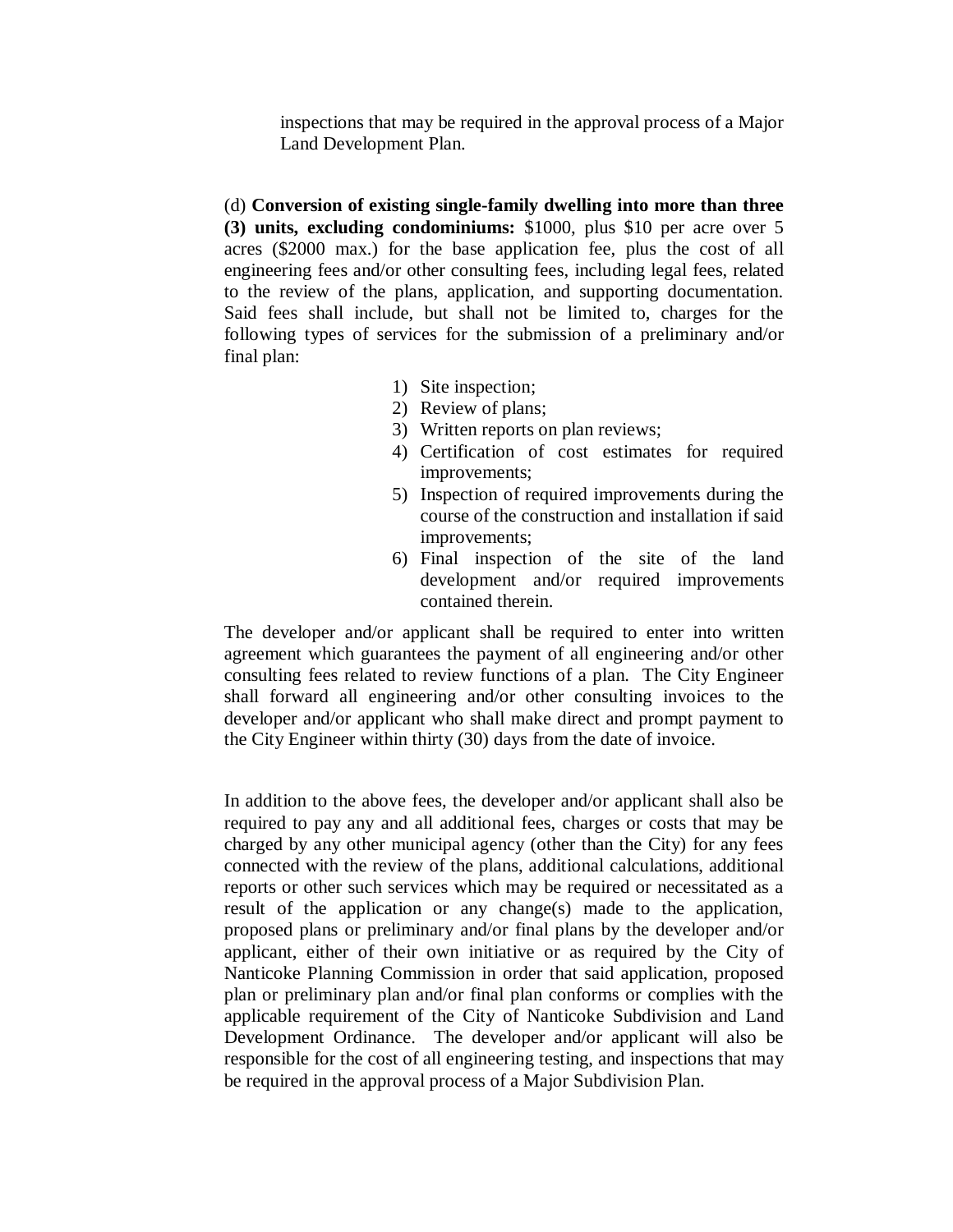inspections that may be required in the approval process of a Major Land Development Plan.

(d) **Conversion of existing single-family dwelling into more than three (3) units, excluding condominiums:** $1000, plus $10 per acre over 5 acres ($2000 max.) for the base application fee, plus the cost of all engineering fees and/or other consulting fees, including legal fees, related to the review of the plans, application, and supporting documentation. Said fees shall include, but shall not be limited to, charges for the following types of services for the submission of a preliminary and/or final plan:

1) Site inspection;
2) Review of plans;
3) Written reports on plan reviews;
4) Certification of cost estimates for required improvements;
5) Inspection of required improvements during the course of the construction and installation if said improvements;
6) Final inspection of the site of the land development and/or required improvements contained therein.

The developer and/or applicant shall be required to enter into written agreement which guarantees the payment of all engineering and/or other consulting fees related to review functions of a plan. The City Engineer shall forward all engineering and/or other consulting invoices to the developer and/or applicant who shall make direct and prompt payment to the City Engineer within thirty (30) days from the date of invoice.

In addition to the above fees, the developer and/or applicant shall also be required to pay any and all additional fees, charges or costs that may be charged by any other municipal agency (other than the City) for any fees connected with the review of the plans, additional calculations, additional reports or other such services which may be required or necessitated as a result of the application or any change(s) made to the application, proposed plans or preliminary and/or final plans by the developer and/or applicant, either of their own initiative or as required by the City of Nanticoke Planning Commission in order that said application, proposed plan or preliminary plan and/or final plan conforms or complies with the applicable requirement of the City of Nanticoke Subdivision and Land Development Ordinance. The developer and/or applicant will also be responsible for the cost of all engineering testing, and inspections that may be required in the approval process of a Major Subdivision Plan.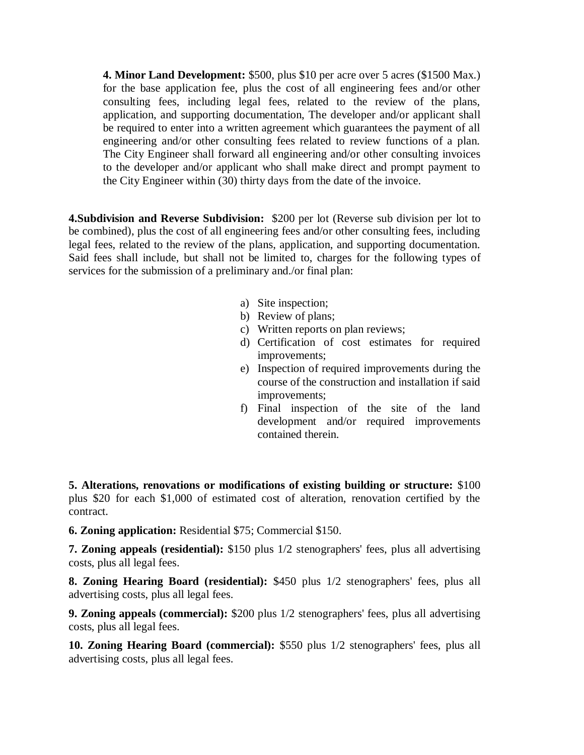**4. Minor Land Development:** $500, plus $10 per acre over 5 acres ($1500 Max.) for the base application fee, plus the cost of all engineering fees and/or other consulting fees, including legal fees, related to the review of the plans, application, and supporting documentation, The developer and/or applicant shall be required to enter into a written agreement which guarantees the payment of all engineering and/or other consulting fees related to review functions of a plan. The City Engineer shall forward all engineering and/or other consulting invoices to the developer and/or applicant who shall make direct and prompt payment to the City Engineer within (30) thirty days from the date of the invoice.

**4.Subdivision and Reverse Subdivision:** $200 per lot (Reverse sub division per lot to be combined), plus the cost of all engineering fees and/or other consulting fees, including legal fees, related to the review of the plans, application, and supporting documentation. Said fees shall include, but shall not be limited to, charges for the following types of services for the submission of a preliminary and./or final plan:

a) Site inspection;
b) Review of plans;
c) Written reports on plan reviews;
d) Certification of cost estimates for required improvements;
e) Inspection of required improvements during the course of the construction and installation if said improvements;
f) Final inspection of the site of the land development and/or required improvements contained therein.

**5. Alterations, renovations or modifications of existing building or structure:** $100 plus $20 for each $1,000 of estimated cost of alteration, renovation certified by the contract.

**6. Zoning application:** Residential $75; Commercial $150.

**7. Zoning appeals (residential):** $150 plus 1/2 stenographers' fees, plus all advertising costs, plus all legal fees.

**8. Zoning Hearing Board (residential):** $450 plus 1/2 stenographers' fees, plus all advertising costs, plus all legal fees.

**9. Zoning appeals (commercial):** $200 plus 1/2 stenographers' fees, plus all advertising costs, plus all legal fees.

**10. Zoning Hearing Board (commercial):** $550 plus 1/2 stenographers' fees, plus all advertising costs, plus all legal fees.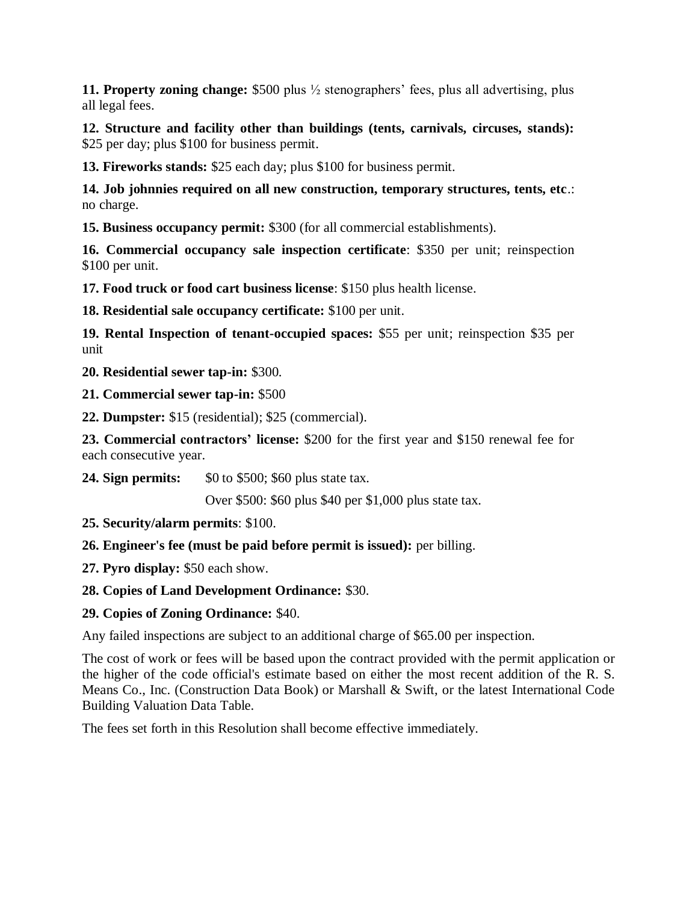**11. Property zoning change:** $500 plus ½ stenographers' fees, plus all advertising, plus all legal fees.

**12. Structure and facility other than buildings (tents, carnivals, circuses, stands):** $25 per day; plus $100 for business permit.

**13. Fireworks stands:** $25 each day; plus $100 for business permit.

**14. Job johnnies required on all new construction, temporary structures, tents, etc**.: no charge.

**15. Business occupancy permit:** $300 (for all commercial establishments).

**16. Commercial occupancy sale inspection certificate**: $350 per unit; reinspection $100 per unit.

**17. Food truck or food cart business license**: $150 plus health license.

**18. Residential sale occupancy certificate:** $100 per unit.

**19. Rental Inspection of tenant-occupied spaces:** $55 per unit; reinspection $35 per unit

**20. Residential sewer tap-in:** $300.

**21. Commercial sewer tap-in:** $500

**22. Dumpster:** $15 (residential); $25 (commercial).

**23. Commercial contractors' license:** $200 for the first year and $150 renewal fee for each consecutive year.

**24. Sign permits:** $0 to $500; $60 plus state tax.

Over $500: $60 plus $40 per $1,000 plus state tax.

**25. Security/alarm permits**: $100.

**26. Engineer's fee (must be paid before permit is issued):** per billing.

**27. Pyro display:** $50 each show.

**28. Copies of Land Development Ordinance:** $30.

**29. Copies of Zoning Ordinance:** $40.

Any failed inspections are subject to an additional charge of $65.00 per inspection.

The cost of work or fees will be based upon the contract provided with the permit application or the higher of the code official's estimate based on either the most recent addition of the R. S. Means Co., Inc. (Construction Data Book) or Marshall & Swift, or the latest International Code Building Valuation Data Table.

The fees set forth in this Resolution shall become effective immediately.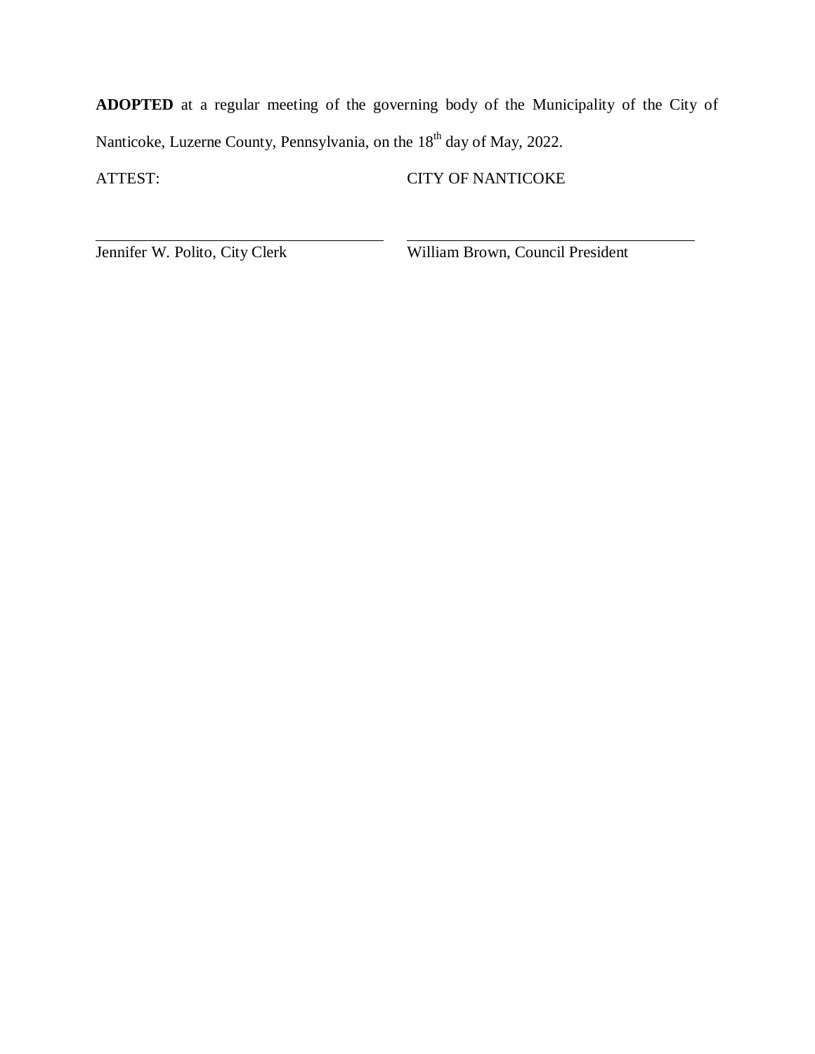**ADOPTED** at a regular meeting of the governing body of the Municipality of the City of Nanticoke, Luzerne County, Pennsylvania, on the 18th day of May, 2022.

ATTEST: CITY OF NANTICOKE

\_\_\_\_\_\_\_\_\_\_\_\_\_\_\_\_\_\_\_\_\_\_\_\_\_\_\_\_\_\_\_\_ \_\_\_\_\_\_\_\_\_\_\_\_\_\_\_\_\_\_\_\_\_\_\_\_\_\_\_\_\_\_\_\_

Jennifer W. Polito, City Clerk William Brown, Council President